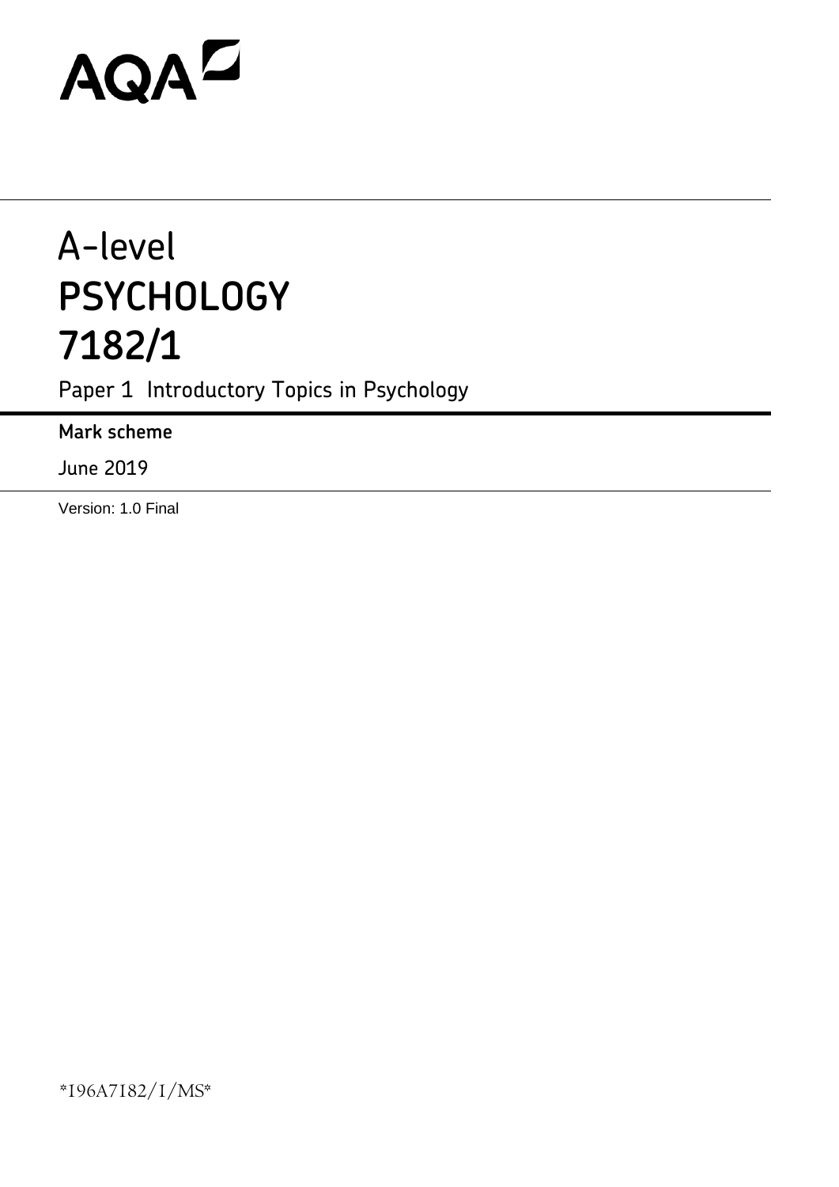AQA

# A-level PSYCHOLOGY 7182/1

Paper 1 Introductory Topics in Psychology

**Mark scheme**

June 2019

Version: 1.0 Final

*196A7182/1/MS*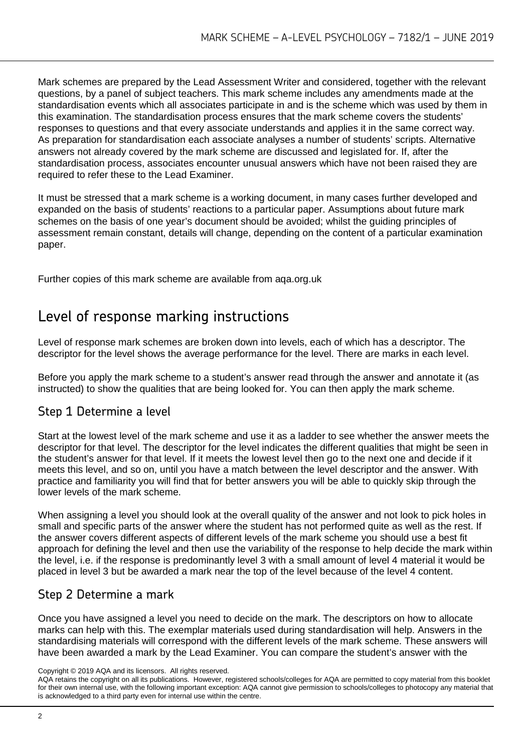Mark schemes are prepared by the Lead Assessment Writer and considered, together with the relevant questions, by a panel of subject teachers. This mark scheme includes any amendments made at the standardisation events which all associates participate in and is the scheme which was used by them in this examination. The standardisation process ensures that the mark scheme covers the students' responses to questions and that every associate understands and applies it in the same correct way. As preparation for standardisation each associate analyses a number of students' scripts. Alternative answers not already covered by the mark scheme are discussed and legislated for. If, after the standardisation process, associates encounter unusual answers which have not been raised they are required to refer these to the Lead Examiner.

It must be stressed that a mark scheme is a working document, in many cases further developed and expanded on the basis of students' reactions to a particular paper. Assumptions about future mark schemes on the basis of one year's document should be avoided; whilst the guiding principles of assessment remain constant, details will change, depending on the content of a particular examination paper.

Further copies of this mark scheme are available from aqa.org.uk

## Level of response marking instructions

Level of response mark schemes are broken down into levels, each of which has a descriptor. The descriptor for the level shows the average performance for the level. There are marks in each level.

Before you apply the mark scheme to a student's answer read through the answer and annotate it (as instructed) to show the qualities that are being looked for. You can then apply the mark scheme.

### Step 1 Determine a level

Start at the lowest level of the mark scheme and use it as a ladder to see whether the answer meets the descriptor for that level. The descriptor for the level indicates the different qualities that might be seen in the student's answer for that level. If it meets the lowest level then go to the next one and decide if it meets this level, and so on, until you have a match between the level descriptor and the answer. With practice and familiarity you will find that for better answers you will be able to quickly skip through the lower levels of the mark scheme.

When assigning a level you should look at the overall quality of the answer and not look to pick holes in small and specific parts of the answer where the student has not performed quite as well as the rest. If the answer covers different aspects of different levels of the mark scheme you should use a best fit approach for defining the level and then use the variability of the response to help decide the mark within the level, i.e. if the response is predominantly level 3 with a small amount of level 4 material it would be placed in level 3 but be awarded a mark near the top of the level because of the level 4 content.

### Step 2 Determine a mark

Once you have assigned a level you need to decide on the mark. The descriptors on how to allocate marks can help with this. The exemplar materials used during standardisation will help. Answers in the standardising materials will correspond with the different levels of the mark scheme. These answers will have been awarded a mark by the Lead Examiner. You can compare the student's answer with the

Copyright © 2019 AQA and its licensors. All rights reserved.
AQA retains the copyright on all its publications. However, registered schools/colleges for AQA are permitted to copy material from this booklet for their own internal use, with the following important exception: AQA cannot give permission to schools/colleges to photocopy any material that is acknowledged to a third party even for internal use within the centre.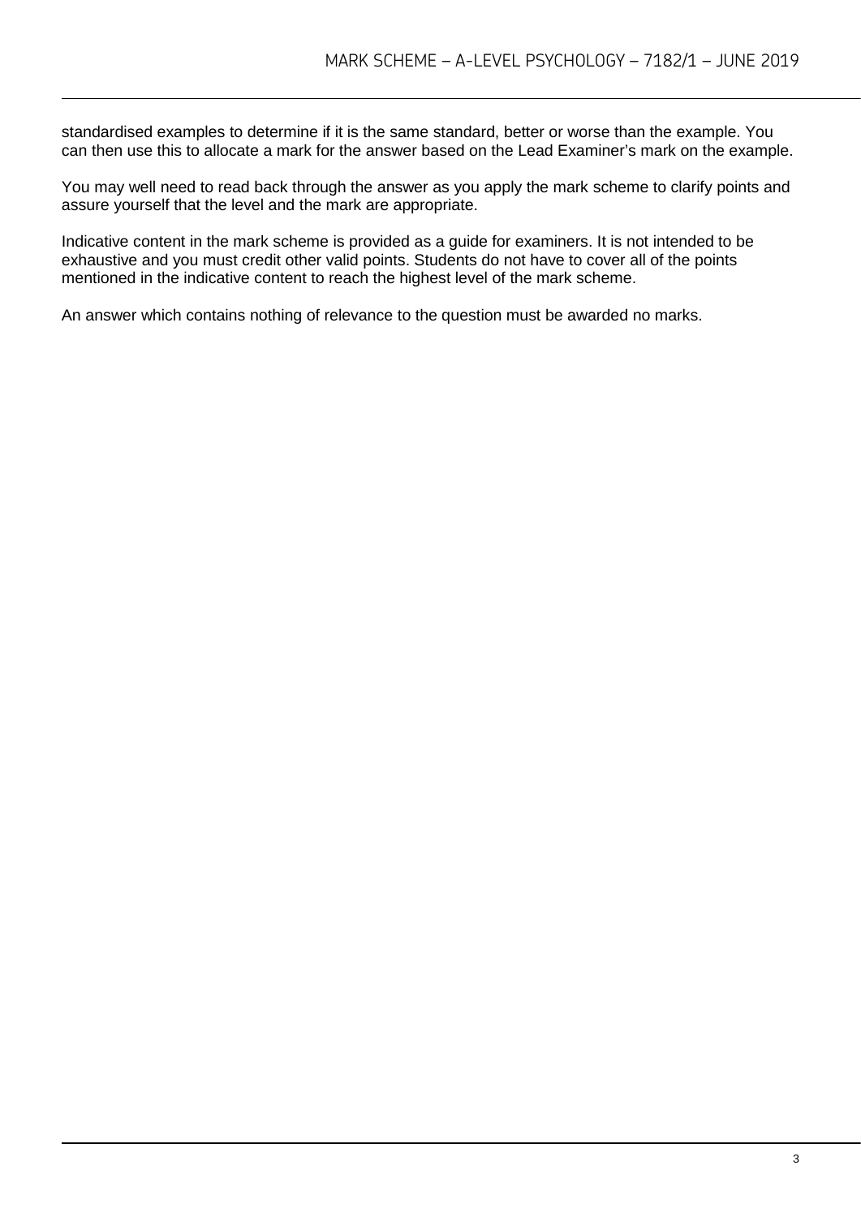standardised examples to determine if it is the same standard, better or worse than the example. You can then use this to allocate a mark for the answer based on the Lead Examiner's mark on the example.

You may well need to read back through the answer as you apply the mark scheme to clarify points and assure yourself that the level and the mark are appropriate.

Indicative content in the mark scheme is provided as a guide for examiners. It is not intended to be exhaustive and you must credit other valid points. Students do not have to cover all of the points mentioned in the indicative content to reach the highest level of the mark scheme.

An answer which contains nothing of relevance to the question must be awarded no marks.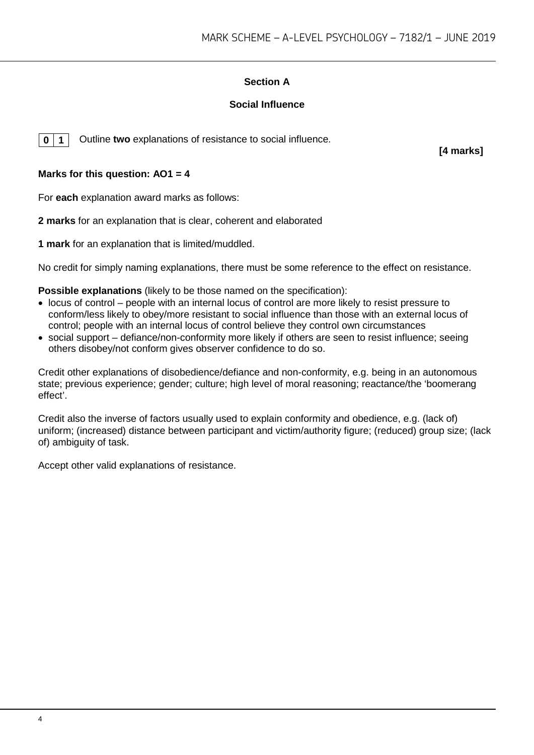## Section A

### Social Influence

**0 1** Outline **two** explanations of resistance to social influence.

**[4 marks]**

**Marks for this question: AO1 = 4**

For **each** explanation award marks as follows:

**2 marks** for an explanation that is clear, coherent and elaborated

**1 mark** for an explanation that is limited/muddled.

No credit for simply naming explanations, there must be some reference to the effect on resistance.

**Possible explanations** (likely to be those named on the specification):

- locus of control – people with an internal locus of control are more likely to resist pressure to conform/less likely to obey/more resistant to social influence than those with an external locus of control; people with an internal locus of control believe they control own circumstances
- social support – defiance/non-conformity more likely if others are seen to resist influence; seeing others disobey/not conform gives observer confidence to do so.

Credit other explanations of disobedience/defiance and non-conformity, e.g. being in an autonomous state; previous experience; gender; culture; high level of moral reasoning; reactance/the 'boomerang effect'.

Credit also the inverse of factors usually used to explain conformity and obedience, e.g. (lack of) uniform; (increased) distance between participant and victim/authority figure; (reduced) group size; (lack of) ambiguity of task.

Accept other valid explanations of resistance.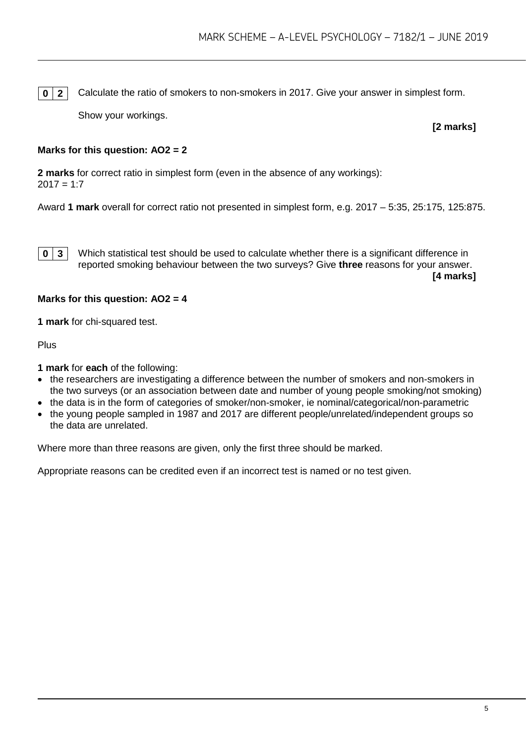**0 2** Calculate the ratio of smokers to non-smokers in 2017. Give your answer in simplest form.

Show your workings.

**[2 marks]**

**Marks for this question: AO2 = 2**

**2 marks** for correct ratio in simplest form (even in the absence of any workings):
2017 = 1:7

Award **1 mark** overall for correct ratio not presented in simplest form, e.g. 2017 – 5:35, 25:175, 125:875.

**0 3** Which statistical test should be used to calculate whether there is a significant difference in reported smoking behaviour between the two surveys? Give **three** reasons for your answer.

**[4 marks]**

**Marks for this question: AO2 = 4**

**1 mark** for chi-squared test.

Plus

**1 mark** for **each** of the following:

- the researchers are investigating a difference between the number of smokers and non-smokers in the two surveys (or an association between date and number of young people smoking/not smoking)
- the data is in the form of categories of smoker/non-smoker, ie nominal/categorical/non-parametric
- the young people sampled in 1987 and 2017 are different people/unrelated/independent groups so the data are unrelated.

Where more than three reasons are given, only the first three should be marked.

Appropriate reasons can be credited even if an incorrect test is named or no test given.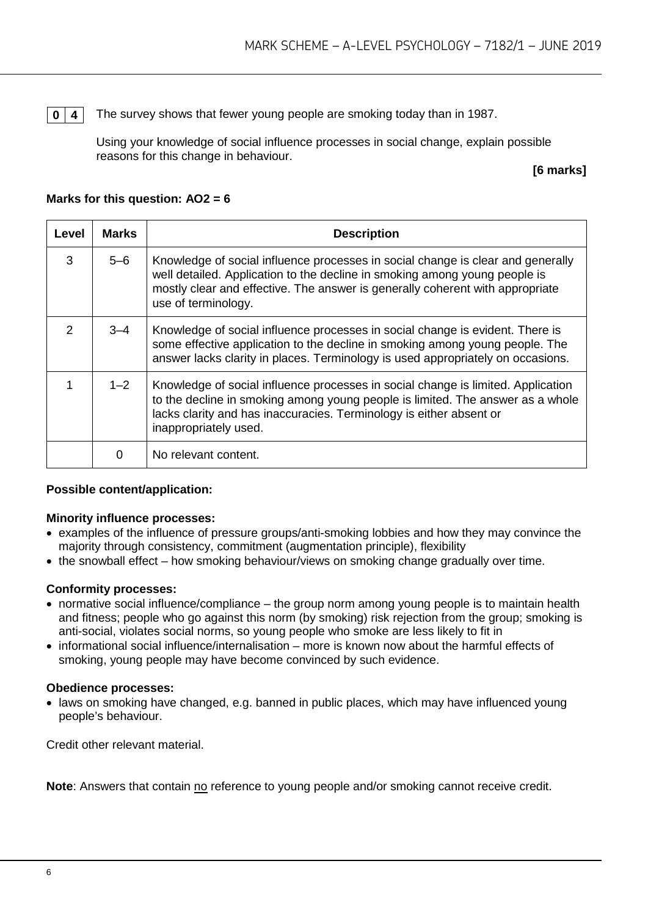**0 4** The survey shows that fewer young people are smoking today than in 1987.

Using your knowledge of social influence processes in social change, explain possible reasons for this change in behaviour.

**[6 marks]**

**Marks for this question: AO2 = 6**

| Level | Marks | Description |
|---|---|---|
| 3 | 5–6 | Knowledge of social influence processes in social change is clear and generally well detailed. Application to the decline in smoking among young people is mostly clear and effective. The answer is generally coherent with appropriate use of terminology. |
| 2 | 3–4 | Knowledge of social influence processes in social change is evident. There is some effective application to the decline in smoking among young people. The answer lacks clarity in places. Terminology is used appropriately on occasions. |
| 1 | 1–2 | Knowledge of social influence processes in social change is limited. Application to the decline in smoking among young people is limited. The answer as a whole lacks clarity and has inaccuracies. Terminology is either absent or inappropriately used. |
| | 0 | No relevant content. |

**Possible content/application:**

**Minority influence processes:**

- examples of the influence of pressure groups/anti-smoking lobbies and how they may convince the majority through consistency, commitment (augmentation principle), flexibility
- the snowball effect – how smoking behaviour/views on smoking change gradually over time.

**Conformity processes:**

- normative social influence/compliance – the group norm among young people is to maintain health and fitness; people who go against this norm (by smoking) risk rejection from the group; smoking is anti-social, violates social norms, so young people who smoke are less likely to fit in
- informational social influence/internalisation – more is known now about the harmful effects of smoking, young people may have become convinced by such evidence.

**Obedience processes:**

- laws on smoking have changed, e.g. banned in public places, which may have influenced young people's behaviour.

Credit other relevant material.

**Note**: Answers that contain no reference to young people and/or smoking cannot receive credit.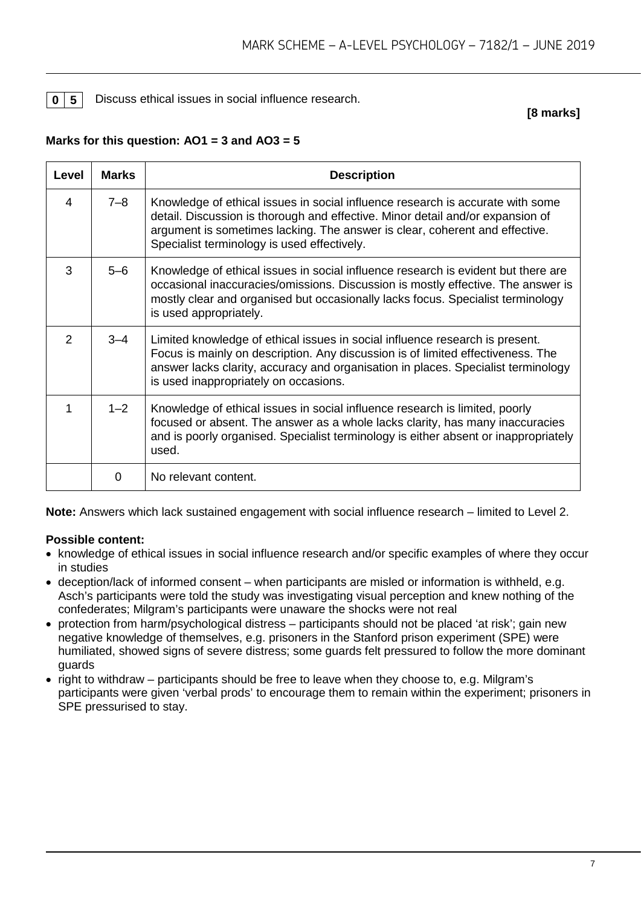**0 5** Discuss ethical issues in social influence research.

**[8 marks]**

**Marks for this question: AO1 = 3 and AO3 = 5**

| Level | Marks | Description |
|---|---|---|
| 4 | 7–8 | Knowledge of ethical issues in social influence research is accurate with some detail. Discussion is thorough and effective. Minor detail and/or expansion of argument is sometimes lacking. The answer is clear, coherent and effective. Specialist terminology is used effectively. |
| 3 | 5–6 | Knowledge of ethical issues in social influence research is evident but there are occasional inaccuracies/omissions. Discussion is mostly effective. The answer is mostly clear and organised but occasionally lacks focus. Specialist terminology is used appropriately. |
| 2 | 3–4 | Limited knowledge of ethical issues in social influence research is present. Focus is mainly on description. Any discussion is of limited effectiveness. The answer lacks clarity, accuracy and organisation in places. Specialist terminology is used inappropriately on occasions. |
| 1 | 1–2 | Knowledge of ethical issues in social influence research is limited, poorly focused or absent. The answer as a whole lacks clarity, has many inaccuracies and is poorly organised. Specialist terminology is either absent or inappropriately used. |
| | 0 | No relevant content. |

**Note:** Answers which lack sustained engagement with social influence research – limited to Level 2.

**Possible content:**

- knowledge of ethical issues in social influence research and/or specific examples of where they occur in studies
- deception/lack of informed consent – when participants are misled or information is withheld, e.g. Asch's participants were told the study was investigating visual perception and knew nothing of the confederates; Milgram's participants were unaware the shocks were not real
- protection from harm/psychological distress – participants should not be placed 'at risk'; gain new negative knowledge of themselves, e.g. prisoners in the Stanford prison experiment (SPE) were humiliated, showed signs of severe distress; some guards felt pressured to follow the more dominant guards
- right to withdraw – participants should be free to leave when they choose to, e.g. Milgram's participants were given 'verbal prods' to encourage them to remain within the experiment; prisoners in SPE pressurised to stay.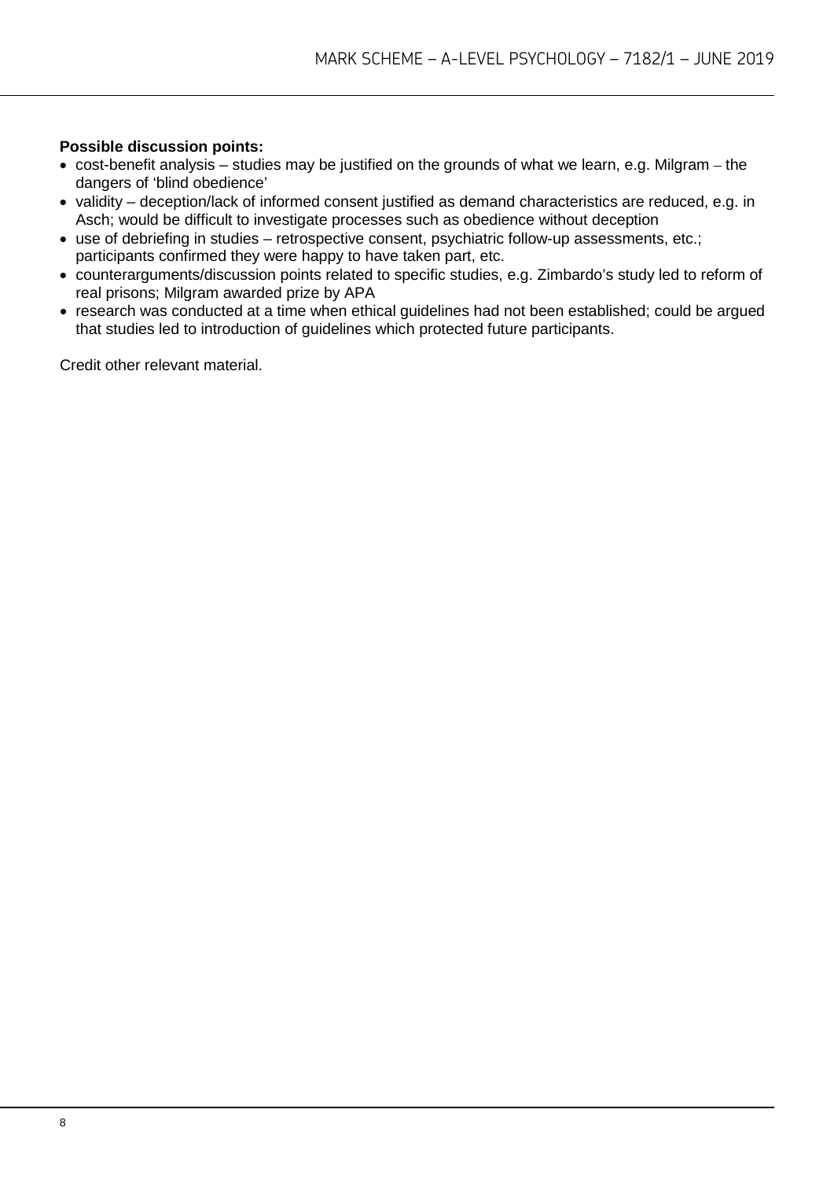**Possible discussion points:**

- cost-benefit analysis – studies may be justified on the grounds of what we learn, e.g. Milgram – the dangers of 'blind obedience'
- validity – deception/lack of informed consent justified as demand characteristics are reduced, e.g. in Asch; would be difficult to investigate processes such as obedience without deception
- use of debriefing in studies – retrospective consent, psychiatric follow-up assessments, etc.; participants confirmed they were happy to have taken part, etc.
- counterarguments/discussion points related to specific studies, e.g. Zimbardo's study led to reform of real prisons; Milgram awarded prize by APA
- research was conducted at a time when ethical guidelines had not been established; could be argued that studies led to introduction of guidelines which protected future participants.

Credit other relevant material.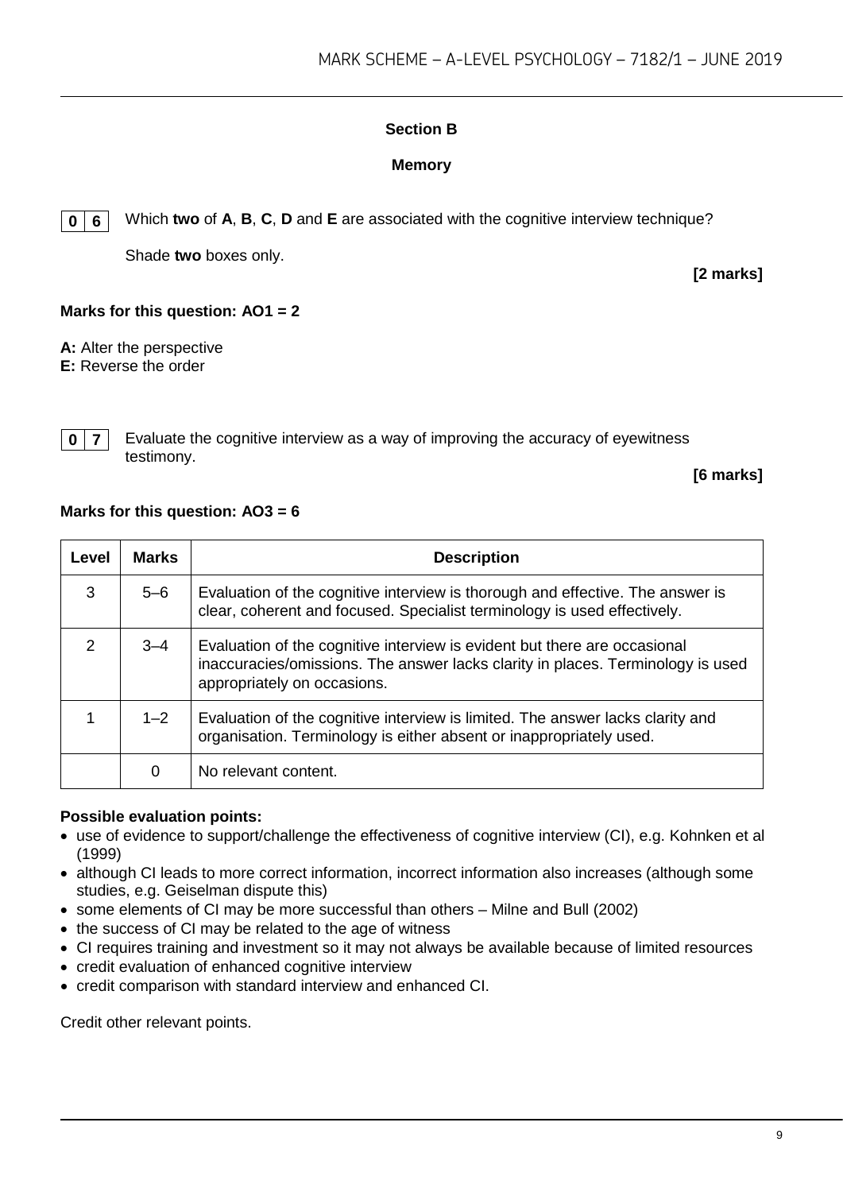## Section B

### Memory

**0 6** Which **two** of **A**, **B**, **C**, **D** and **E** are associated with the cognitive interview technique?

Shade **two** boxes only.

**[2 marks]**

**Marks for this question: AO1 = 2**

**A:** Alter the perspective
**E:** Reverse the order

**0 7** Evaluate the cognitive interview as a way of improving the accuracy of eyewitness testimony.

**[6 marks]**

**Marks for this question: AO3 = 6**

| Level | Marks | Description |
|---|---|---|
| 3 | 5–6 | Evaluation of the cognitive interview is thorough and effective. The answer is clear, coherent and focused. Specialist terminology is used effectively. |
| 2 | 3–4 | Evaluation of the cognitive interview is evident but there are occasional inaccuracies/omissions. The answer lacks clarity in places. Terminology is used appropriately on occasions. |
| 1 | 1–2 | Evaluation of the cognitive interview is limited. The answer lacks clarity and organisation. Terminology is either absent or inappropriately used. |
| | 0 | No relevant content. |

**Possible evaluation points:**

- use of evidence to support/challenge the effectiveness of cognitive interview (CI), e.g. Kohnken et al (1999)
- although CI leads to more correct information, incorrect information also increases (although some studies, e.g. Geiselman dispute this)
- some elements of CI may be more successful than others – Milne and Bull (2002)
- the success of CI may be related to the age of witness
- CI requires training and investment so it may not always be available because of limited resources
- credit evaluation of enhanced cognitive interview
- credit comparison with standard interview and enhanced CI.

Credit other relevant points.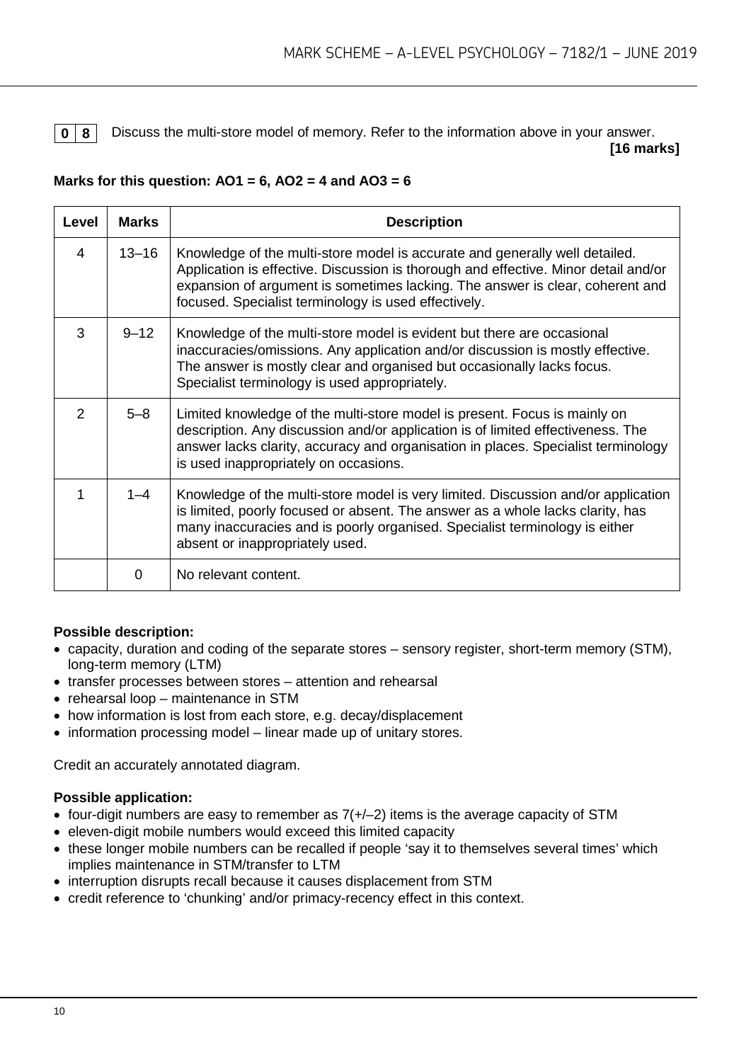**0 8** Discuss the multi-store model of memory. Refer to the information above in your answer. **[16 marks]**

**Marks for this question: AO1 = 6, AO2 = 4 and AO3 = 6**

| Level | Marks | Description |
|---|---|---|
| 4 | 13–16 | Knowledge of the multi-store model is accurate and generally well detailed. Application is effective. Discussion is thorough and effective. Minor detail and/or expansion of argument is sometimes lacking. The answer is clear, coherent and focused. Specialist terminology is used effectively. |
| 3 | 9–12 | Knowledge of the multi-store model is evident but there are occasional inaccuracies/omissions. Any application and/or discussion is mostly effective. The answer is mostly clear and organised but occasionally lacks focus. Specialist terminology is used appropriately. |
| 2 | 5–8 | Limited knowledge of the multi-store model is present. Focus is mainly on description. Any discussion and/or application is of limited effectiveness. The answer lacks clarity, accuracy and organisation in places. Specialist terminology is used inappropriately on occasions. |
| 1 | 1–4 | Knowledge of the multi-store model is very limited. Discussion and/or application is limited, poorly focused or absent. The answer as a whole lacks clarity, has many inaccuracies and is poorly organised. Specialist terminology is either absent or inappropriately used. |
| | 0 | No relevant content. |

**Possible description:**

- capacity, duration and coding of the separate stores – sensory register, short-term memory (STM), long-term memory (LTM)
- transfer processes between stores – attention and rehearsal
- rehearsal loop – maintenance in STM
- how information is lost from each store, e.g. decay/displacement
- information processing model – linear made up of unitary stores.

Credit an accurately annotated diagram.

**Possible application:**

- four-digit numbers are easy to remember as 7(+/–2) items is the average capacity of STM
- eleven-digit mobile numbers would exceed this limited capacity
- these longer mobile numbers can be recalled if people 'say it to themselves several times' which implies maintenance in STM/transfer to LTM
- interruption disrupts recall because it causes displacement from STM
- credit reference to 'chunking' and/or primacy-recency effect in this context.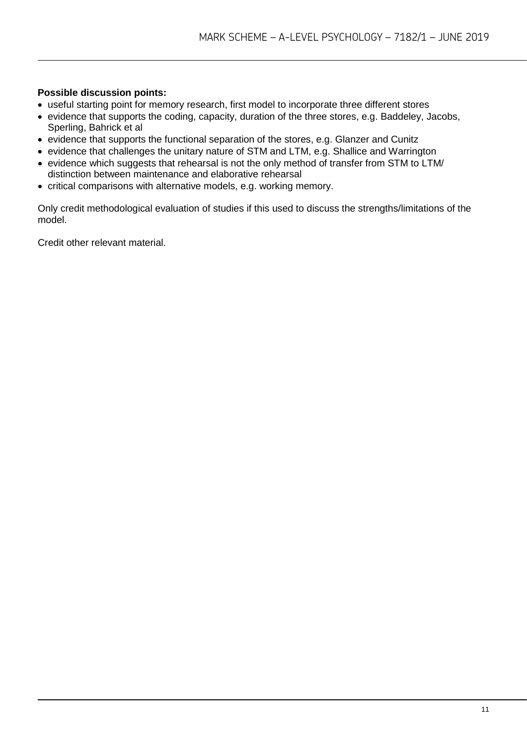**Possible discussion points:**

- useful starting point for memory research, first model to incorporate three different stores
- evidence that supports the coding, capacity, duration of the three stores, e.g. Baddeley, Jacobs, Sperling, Bahrick et al
- evidence that supports the functional separation of the stores, e.g. Glanzer and Cunitz
- evidence that challenges the unitary nature of STM and LTM, e.g. Shallice and Warrington
- evidence which suggests that rehearsal is not the only method of transfer from STM to LTM/ distinction between maintenance and elaborative rehearsal
- critical comparisons with alternative models, e.g. working memory.

Only credit methodological evaluation of studies if this used to discuss the strengths/limitations of the model.

Credit other relevant material.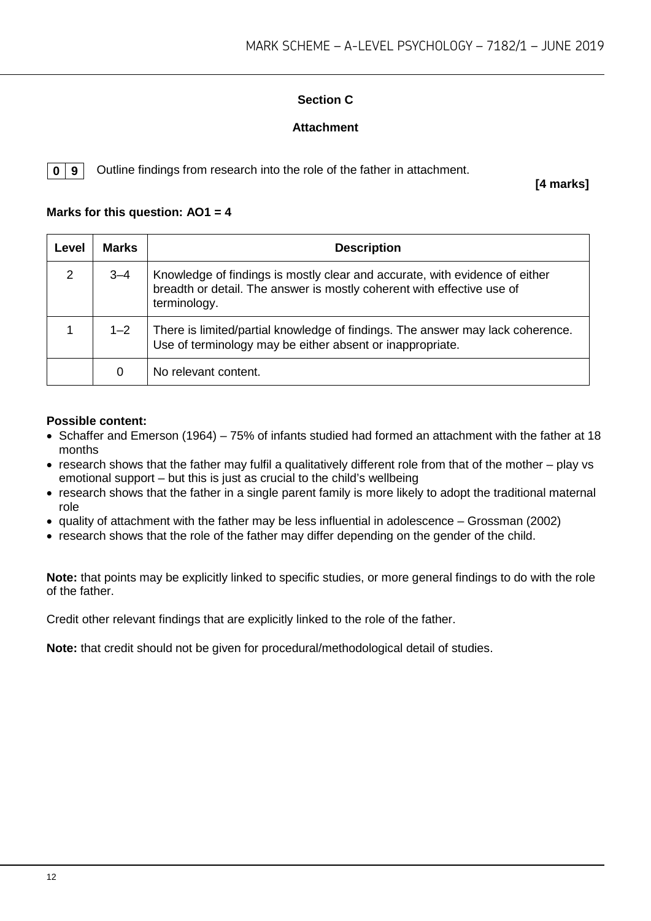## Section C

### Attachment

**0 9** Outline findings from research into the role of the father in attachment.

**[4 marks]**

**Marks for this question: AO1 = 4**

| Level | Marks | Description |
|---|---|---|
| 2 | 3–4 | Knowledge of findings is mostly clear and accurate, with evidence of either breadth or detail. The answer is mostly coherent with effective use of terminology. |
| 1 | 1–2 | There is limited/partial knowledge of findings. The answer may lack coherence. Use of terminology may be either absent or inappropriate. |
| | 0 | No relevant content. |

**Possible content:**

- Schaffer and Emerson (1964) – 75% of infants studied had formed an attachment with the father at 18 months
- research shows that the father may fulfil a qualitatively different role from that of the mother – play vs emotional support – but this is just as crucial to the child's wellbeing
- research shows that the father in a single parent family is more likely to adopt the traditional maternal role
- quality of attachment with the father may be less influential in adolescence – Grossman (2002)
- research shows that the role of the father may differ depending on the gender of the child.

**Note:** that points may be explicitly linked to specific studies, or more general findings to do with the role of the father.

Credit other relevant findings that are explicitly linked to the role of the father.

**Note:** that credit should not be given for procedural/methodological detail of studies.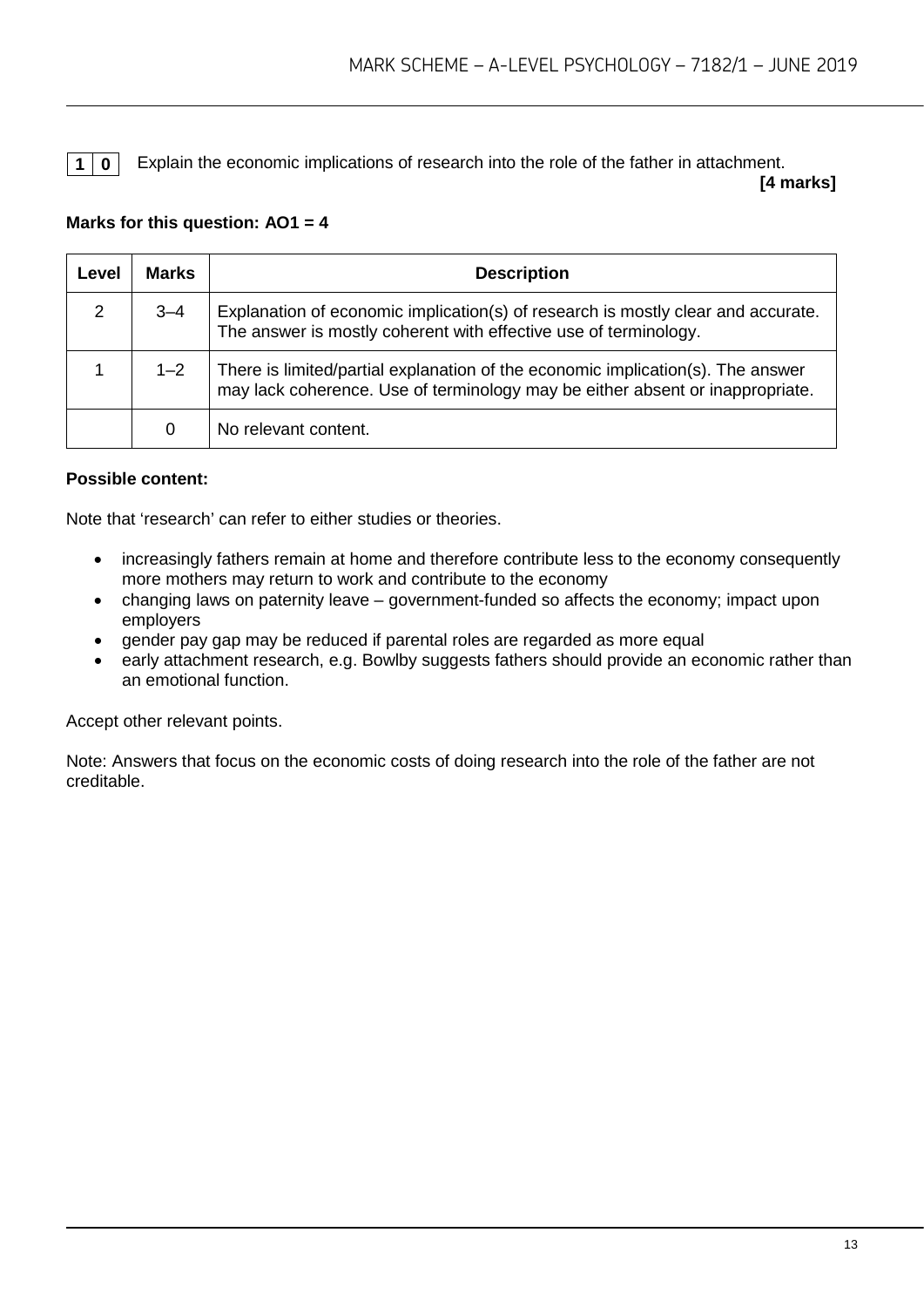**1 0** Explain the economic implications of research into the role of the father in attachment.

**[4 marks]**

**Marks for this question: AO1 = 4**

| Level | Marks | Description |
|---|---|---|
| 2 | 3–4 | Explanation of economic implication(s) of research is mostly clear and accurate. The answer is mostly coherent with effective use of terminology. |
| 1 | 1–2 | There is limited/partial explanation of the economic implication(s). The answer may lack coherence. Use of terminology may be either absent or inappropriate. |
| | 0 | No relevant content. |

**Possible content:**

Note that 'research' can refer to either studies or theories.

- increasingly fathers remain at home and therefore contribute less to the economy consequently more mothers may return to work and contribute to the economy
- changing laws on paternity leave – government-funded so affects the economy; impact upon employers
- gender pay gap may be reduced if parental roles are regarded as more equal
- early attachment research, e.g. Bowlby suggests fathers should provide an economic rather than an emotional function.

Accept other relevant points.

Note: Answers that focus on the economic costs of doing research into the role of the father are not creditable.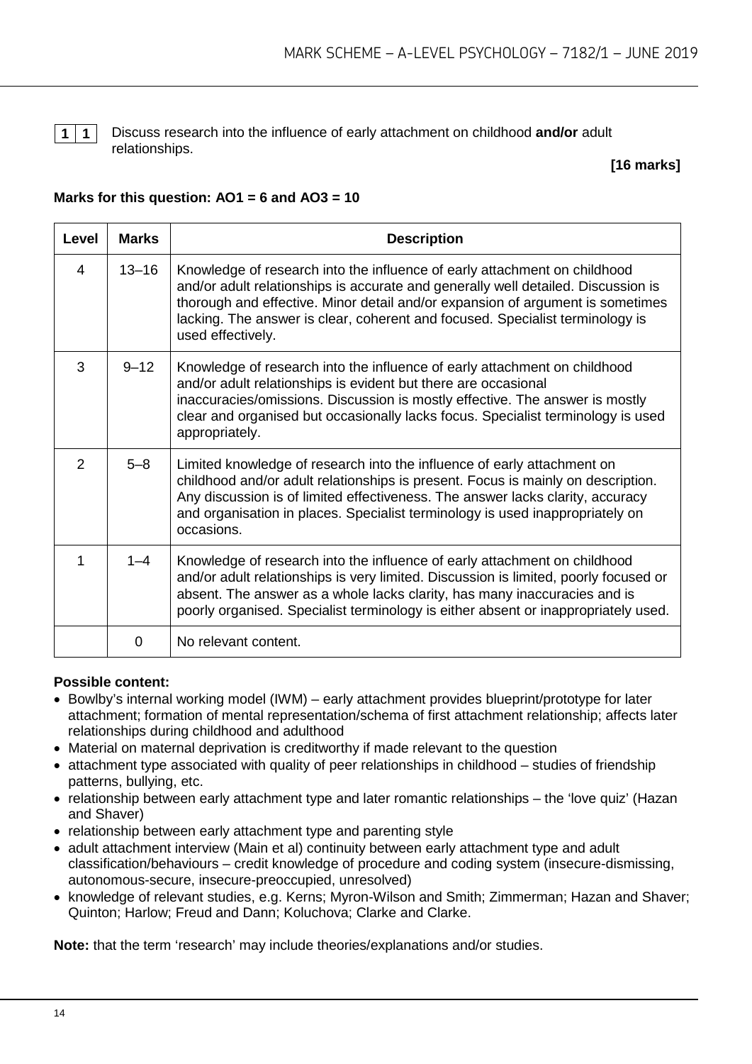**1 1** Discuss research into the influence of early attachment on childhood **and/or** adult relationships.

**[16 marks]**

**Marks for this question: AO1 = 6 and AO3 = 10**

| Level | Marks | Description |
|---|---|---|
| 4 | 13–16 | Knowledge of research into the influence of early attachment on childhood and/or adult relationships is accurate and generally well detailed. Discussion is thorough and effective. Minor detail and/or expansion of argument is sometimes lacking. The answer is clear, coherent and focused. Specialist terminology is used effectively. |
| 3 | 9–12 | Knowledge of research into the influence of early attachment on childhood and/or adult relationships is evident but there are occasional inaccuracies/omissions. Discussion is mostly effective. The answer is mostly clear and organised but occasionally lacks focus. Specialist terminology is used appropriately. |
| 2 | 5–8 | Limited knowledge of research into the influence of early attachment on childhood and/or adult relationships is present. Focus is mainly on description. Any discussion is of limited effectiveness. The answer lacks clarity, accuracy and organisation in places. Specialist terminology is used inappropriately on occasions. |
| 1 | 1–4 | Knowledge of research into the influence of early attachment on childhood and/or adult relationships is very limited. Discussion is limited, poorly focused or absent. The answer as a whole lacks clarity, has many inaccuracies and is poorly organised. Specialist terminology is either absent or inappropriately used. |
| | 0 | No relevant content. |

**Possible content:**

- Bowlby's internal working model (IWM) – early attachment provides blueprint/prototype for later attachment; formation of mental representation/schema of first attachment relationship; affects later relationships during childhood and adulthood
- Material on maternal deprivation is creditworthy if made relevant to the question
- attachment type associated with quality of peer relationships in childhood – studies of friendship patterns, bullying, etc.
- relationship between early attachment type and later romantic relationships – the 'love quiz' (Hazan and Shaver)
- relationship between early attachment type and parenting style
- adult attachment interview (Main et al) continuity between early attachment type and adult classification/behaviours – credit knowledge of procedure and coding system (insecure-dismissing, autonomous-secure, insecure-preoccupied, unresolved)
- knowledge of relevant studies, e.g. Kerns; Myron-Wilson and Smith; Zimmerman; Hazan and Shaver; Quinton; Harlow; Freud and Dann; Koluchova; Clarke and Clarke.

**Note:** that the term 'research' may include theories/explanations and/or studies.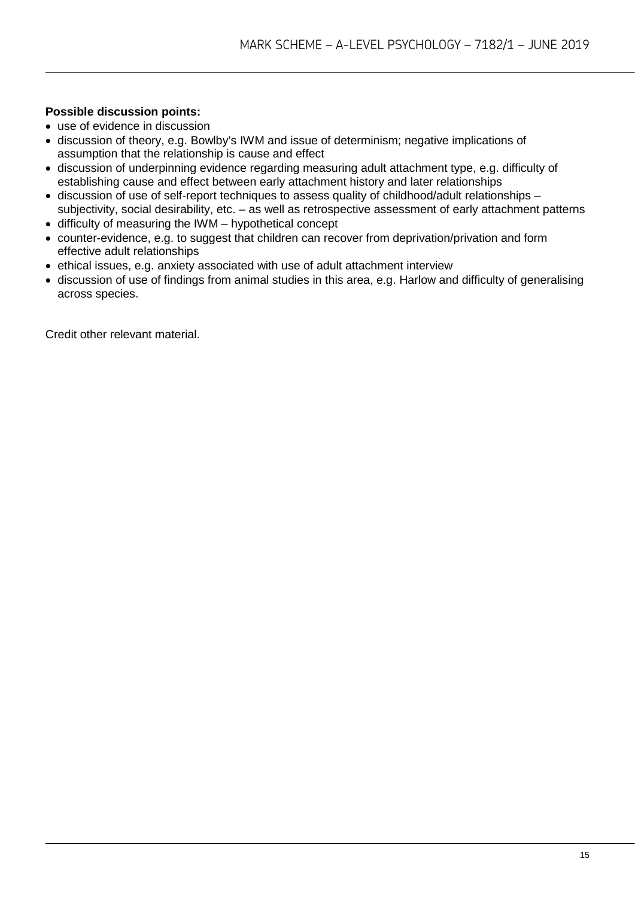**Possible discussion points:**

- use of evidence in discussion
- discussion of theory, e.g. Bowlby's IWM and issue of determinism; negative implications of assumption that the relationship is cause and effect
- discussion of underpinning evidence regarding measuring adult attachment type, e.g. difficulty of establishing cause and effect between early attachment history and later relationships
- discussion of use of self-report techniques to assess quality of childhood/adult relationships – subjectivity, social desirability, etc. – as well as retrospective assessment of early attachment patterns
- difficulty of measuring the IWM – hypothetical concept
- counter-evidence, e.g. to suggest that children can recover from deprivation/privation and form effective adult relationships
- ethical issues, e.g. anxiety associated with use of adult attachment interview
- discussion of use of findings from animal studies in this area, e.g. Harlow and difficulty of generalising across species.

Credit other relevant material.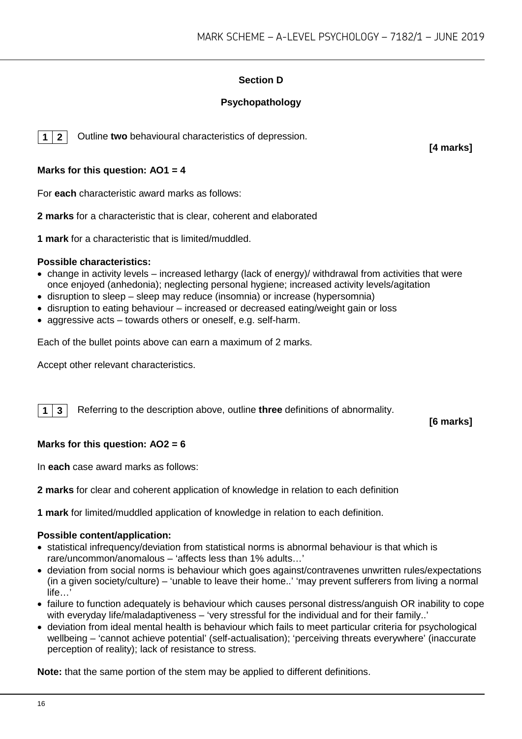## Section D

### Psychopathology

**1 2** Outline **two** behavioural characteristics of depression. **[4 marks]**

**Marks for this question: AO1 = 4**

For **each** characteristic award marks as follows:

**2 marks** for a characteristic that is clear, coherent and elaborated

**1 mark** for a characteristic that is limited/muddled.

**Possible characteristics:**

- change in activity levels – increased lethargy (lack of energy)/ withdrawal from activities that were once enjoyed (anhedonia); neglecting personal hygiene; increased activity levels/agitation
- disruption to sleep – sleep may reduce (insomnia) or increase (hypersomnia)
- disruption to eating behaviour – increased or decreased eating/weight gain or loss
- aggressive acts – towards others or oneself, e.g. self-harm.

Each of the bullet points above can earn a maximum of 2 marks.

Accept other relevant characteristics.

**1 3** Referring to the description above, outline **three** definitions of abnormality. **[6 marks]**

**Marks for this question: AO2 = 6**

In **each** case award marks as follows:

**2 marks** for clear and coherent application of knowledge in relation to each definition

**1 mark** for limited/muddled application of knowledge in relation to each definition.

**Possible content/application:**

- statistical infrequency/deviation from statistical norms is abnormal behaviour is that which is rare/uncommon/anomalous – 'affects less than 1% adults…'
- deviation from social norms is behaviour which goes against/contravenes unwritten rules/expectations (in a given society/culture) – 'unable to leave their home..' 'may prevent sufferers from living a normal life…'
- failure to function adequately is behaviour which causes personal distress/anguish OR inability to cope with everyday life/maladaptiveness – 'very stressful for the individual and for their family..'
- deviation from ideal mental health is behaviour which fails to meet particular criteria for psychological wellbeing – 'cannot achieve potential' (self-actualisation); 'perceiving threats everywhere' (inaccurate perception of reality); lack of resistance to stress.

**Note:** that the same portion of the stem may be applied to different definitions.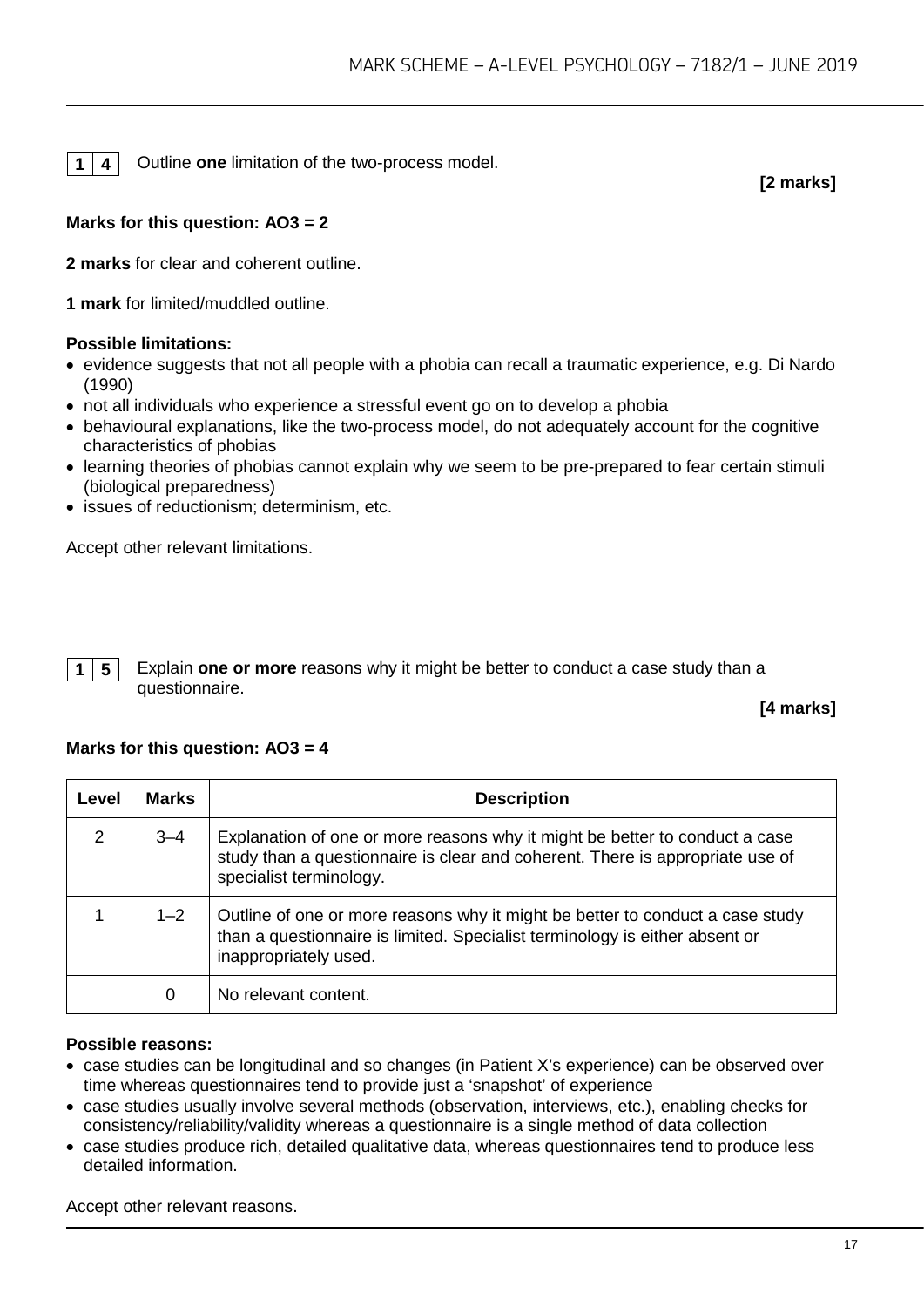**1 4** Outline **one** limitation of the two-process model.

**[2 marks]**

**Marks for this question: AO3 = 2**

**2 marks** for clear and coherent outline.

**1 mark** for limited/muddled outline.

**Possible limitations:**

- evidence suggests that not all people with a phobia can recall a traumatic experience, e.g. Di Nardo (1990)
- not all individuals who experience a stressful event go on to develop a phobia
- behavioural explanations, like the two-process model, do not adequately account for the cognitive characteristics of phobias
- learning theories of phobias cannot explain why we seem to be pre-prepared to fear certain stimuli (biological preparedness)
- issues of reductionism; determinism, etc.

Accept other relevant limitations.

**1 5** Explain **one or more** reasons why it might be better to conduct a case study than a questionnaire.

**[4 marks]**

**Marks for this question: AO3 = 4**

| Level | Marks | Description |
|---|---|---|
| 2 | 3–4 | Explanation of one or more reasons why it might be better to conduct a case study than a questionnaire is clear and coherent. There is appropriate use of specialist terminology. |
| 1 | 1–2 | Outline of one or more reasons why it might be better to conduct a case study than a questionnaire is limited. Specialist terminology is either absent or inappropriately used. |
| | 0 | No relevant content. |

**Possible reasons:**

- case studies can be longitudinal and so changes (in Patient X's experience) can be observed over time whereas questionnaires tend to provide just a 'snapshot' of experience
- case studies usually involve several methods (observation, interviews, etc.), enabling checks for consistency/reliability/validity whereas a questionnaire is a single method of data collection
- case studies produce rich, detailed qualitative data, whereas questionnaires tend to produce less detailed information.

Accept other relevant reasons.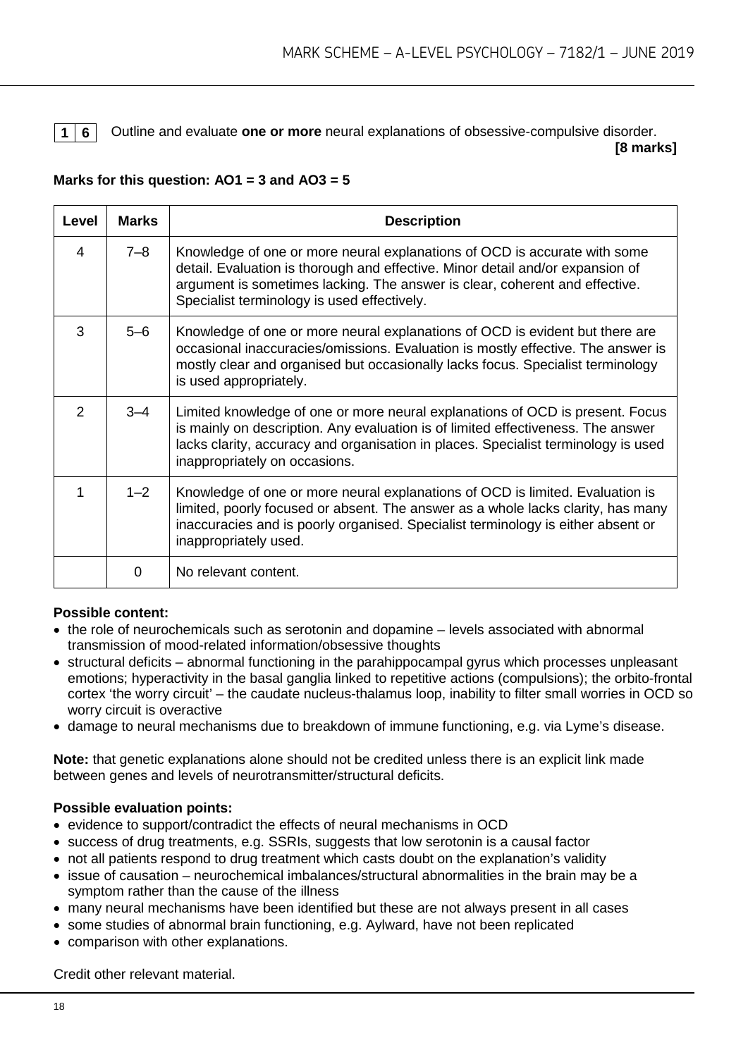**1 6** Outline and evaluate **one or more** neural explanations of obsessive-compulsive disorder.

**[8 marks]**

**Marks for this question: AO1 = 3 and AO3 = 5**

| Level | Marks | Description |
|---|---|---|
| 4 | 7–8 | Knowledge of one or more neural explanations of OCD is accurate with some detail. Evaluation is thorough and effective. Minor detail and/or expansion of argument is sometimes lacking. The answer is clear, coherent and effective. Specialist terminology is used effectively. |
| 3 | 5–6 | Knowledge of one or more neural explanations of OCD is evident but there are occasional inaccuracies/omissions. Evaluation is mostly effective. The answer is mostly clear and organised but occasionally lacks focus. Specialist terminology is used appropriately. |
| 2 | 3–4 | Limited knowledge of one or more neural explanations of OCD is present. Focus is mainly on description. Any evaluation is of limited effectiveness. The answer lacks clarity, accuracy and organisation in places. Specialist terminology is used inappropriately on occasions. |
| 1 | 1–2 | Knowledge of one or more neural explanations of OCD is limited. Evaluation is limited, poorly focused or absent. The answer as a whole lacks clarity, has many inaccuracies and is poorly organised. Specialist terminology is either absent or inappropriately used. |
| | 0 | No relevant content. |

**Possible content:**

- the role of neurochemicals such as serotonin and dopamine – levels associated with abnormal transmission of mood-related information/obsessive thoughts
- structural deficits – abnormal functioning in the parahippocampal gyrus which processes unpleasant emotions; hyperactivity in the basal ganglia linked to repetitive actions (compulsions); the orbito-frontal cortex 'the worry circuit' – the caudate nucleus-thalamus loop, inability to filter small worries in OCD so worry circuit is overactive
- damage to neural mechanisms due to breakdown of immune functioning, e.g. via Lyme's disease.

**Note:** that genetic explanations alone should not be credited unless there is an explicit link made between genes and levels of neurotransmitter/structural deficits.

**Possible evaluation points:**

- evidence to support/contradict the effects of neural mechanisms in OCD
- success of drug treatments, e.g. SSRIs, suggests that low serotonin is a causal factor
- not all patients respond to drug treatment which casts doubt on the explanation's validity
- issue of causation – neurochemical imbalances/structural abnormalities in the brain may be a symptom rather than the cause of the illness
- many neural mechanisms have been identified but these are not always present in all cases
- some studies of abnormal brain functioning, e.g. Aylward, have not been replicated
- comparison with other explanations.

Credit other relevant material.